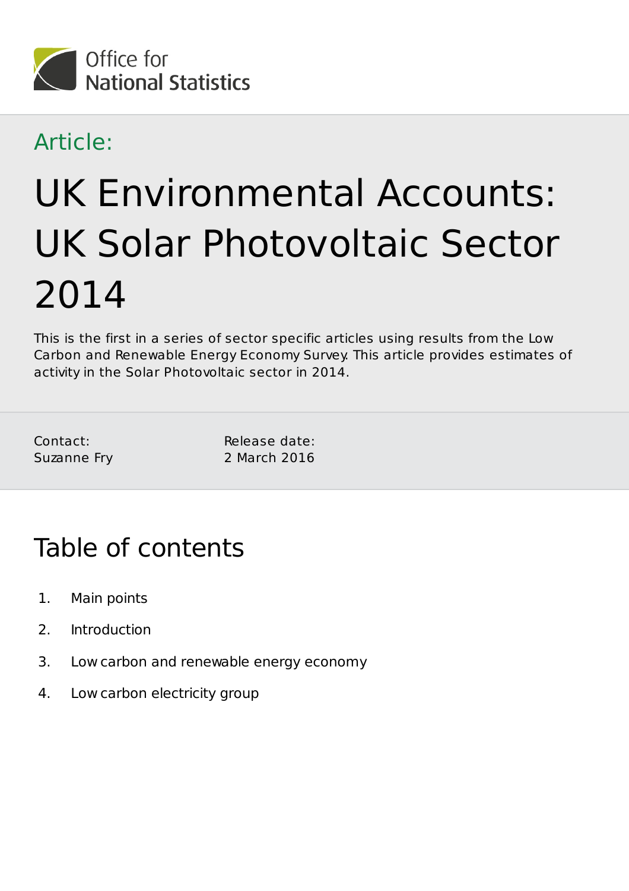Office for National Statistics

Article:

# UK Environmental Accounts: UK Solar Photovoltaic Sector 2014

This is the first in a series of sector specific articles using results from the Low Carbon and Renewable Energy Economy Survey. This article provides estimates of activity in the Solar Photovoltaic sector in 2014.

Contact:
Suzanne Fry

Release date:
2 March 2016

## Table of contents

1. Main points
2. Introduction
3. Low carbon and renewable energy economy
4. Low carbon electricity group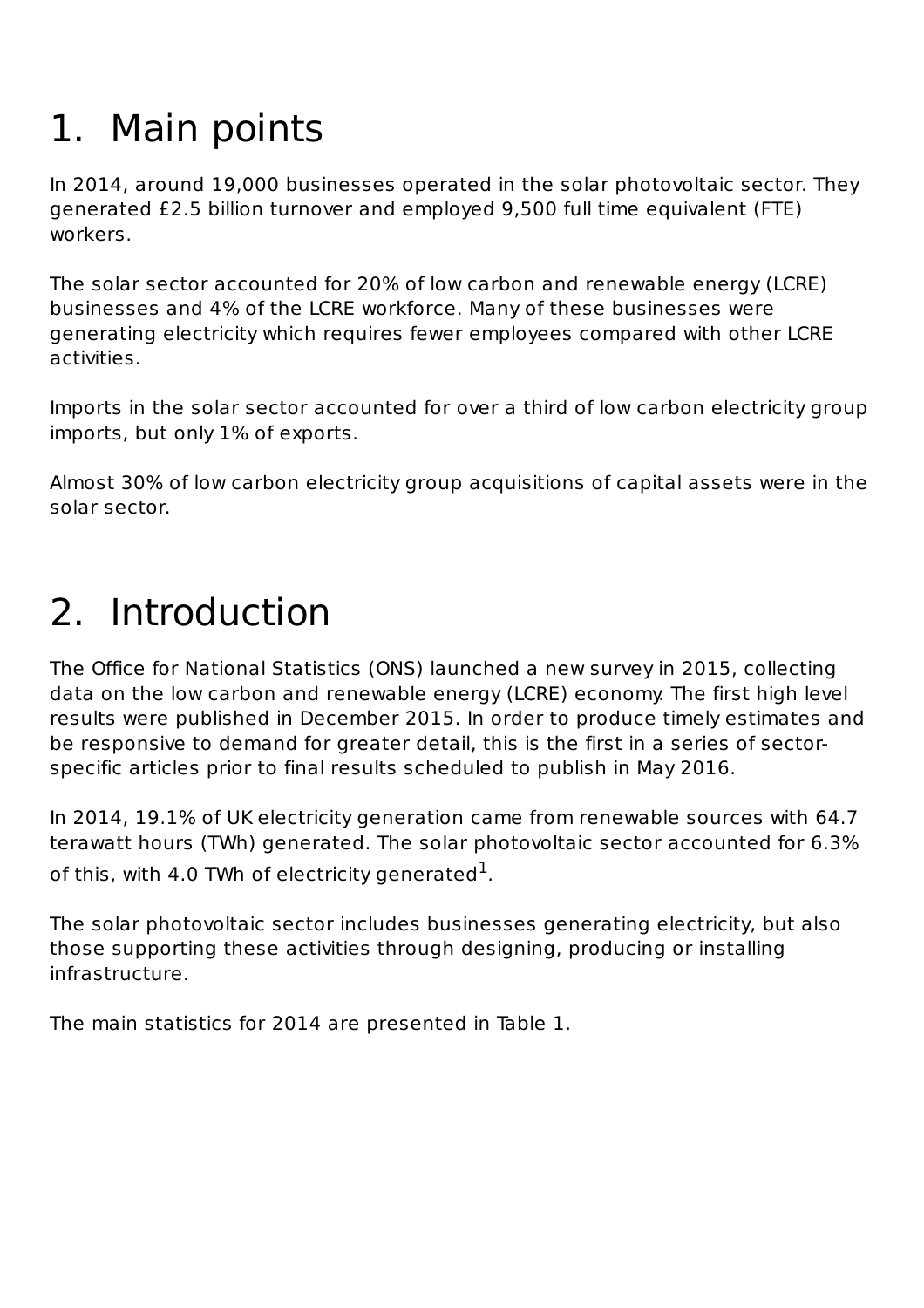# 1. Main points

In 2014, around 19,000 businesses operated in the solar photovoltaic sector. They generated £2.5 billion turnover and employed 9,500 full time equivalent (FTE) workers.

The solar sector accounted for 20% of low carbon and renewable energy (LCRE) businesses and 4% of the LCRE workforce. Many of these businesses were generating electricity which requires fewer employees compared with other LCRE activities.

Imports in the solar sector accounted for over a third of low carbon electricity group imports, but only 1% of exports.

Almost 30% of low carbon electricity group acquisitions of capital assets were in the solar sector.

# 2. Introduction

The Office for National Statistics (ONS) launched a new survey in 2015, collecting data on the low carbon and renewable energy (LCRE) economy. The first high level results were published in December 2015. In order to produce timely estimates and be responsive to demand for greater detail, this is the first in a series of sector-specific articles prior to final results scheduled to publish in May 2016.

In 2014, 19.1% of UK electricity generation came from renewable sources with 64.7 terawatt hours (TWh) generated. The solar photovoltaic sector accounted for 6.3% of this, with 4.0 TWh of electricity generated[1].

The solar photovoltaic sector includes businesses generating electricity, but also those supporting these activities through designing, producing or installing infrastructure.

The main statistics for 2014 are presented in Table 1.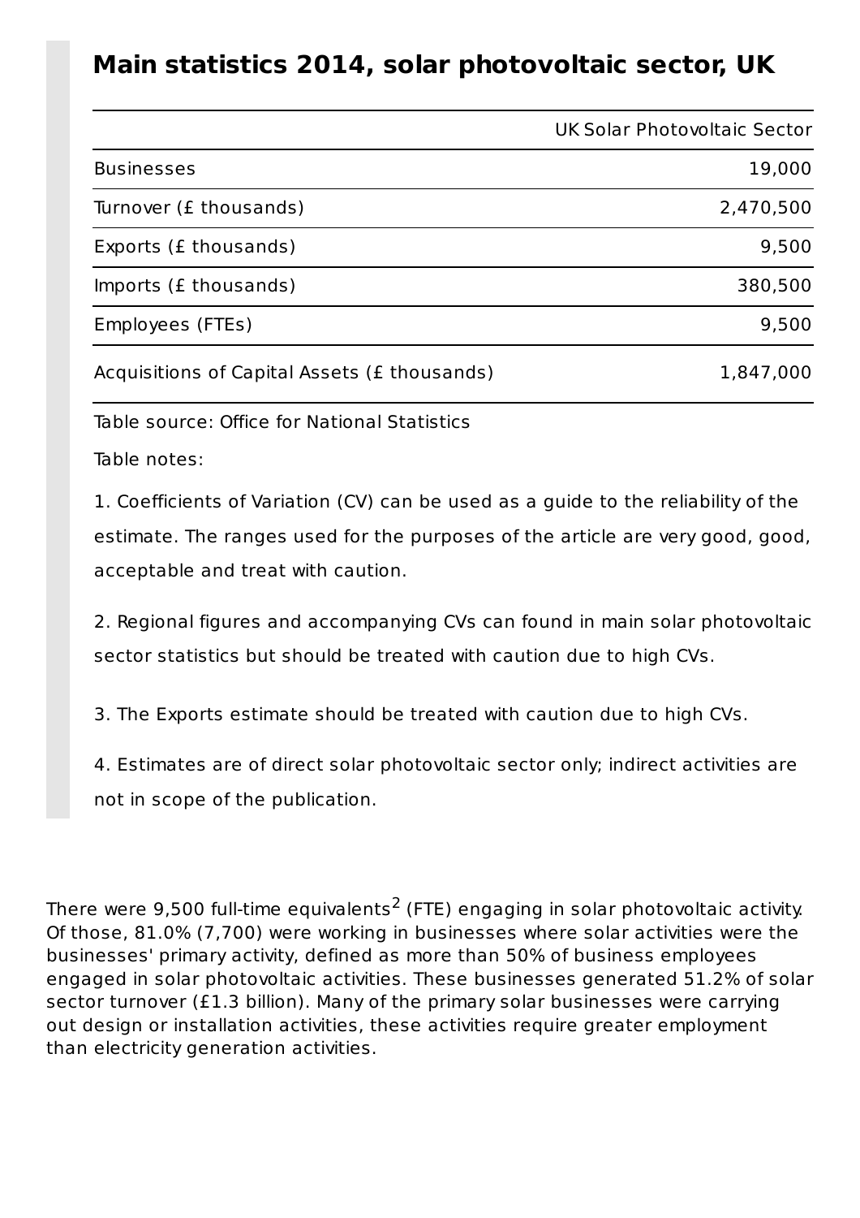## Main statistics 2014, solar photovoltaic sector, UK

| | UK Solar Photovoltaic Sector |
|---|---|
| Businesses | 19,000 |
| Turnover (£ thousands) | 2,470,500 |
| Exports (£ thousands) | 9,500 |
| Imports (£ thousands) | 380,500 |
| Employees (FTEs) | 9,500 |
| Acquisitions of Capital Assets (£ thousands) | 1,847,000 |

Table source: Office for National Statistics

Table notes:

1. Coefficients of Variation (CV) can be used as a guide to the reliability of the estimate. The ranges used for the purposes of the article are very good, good, acceptable and treat with caution.

2. Regional figures and accompanying CVs can found in main solar photovoltaic sector statistics but should be treated with caution due to high CVs.

3. The Exports estimate should be treated with caution due to high CVs.

4. Estimates are of direct solar photovoltaic sector only; indirect activities are not in scope of the publication.

There were 9,500 full-time equivalents[2] (FTE) engaging in solar photovoltaic activity. Of those, 81.0% (7,700) were working in businesses where solar activities were the businesses' primary activity, defined as more than 50% of business employees engaged in solar photovoltaic activities. These businesses generated 51.2% of solar sector turnover (£1.3 billion). Many of the primary solar businesses were carrying out design or installation activities, these activities require greater employment than electricity generation activities.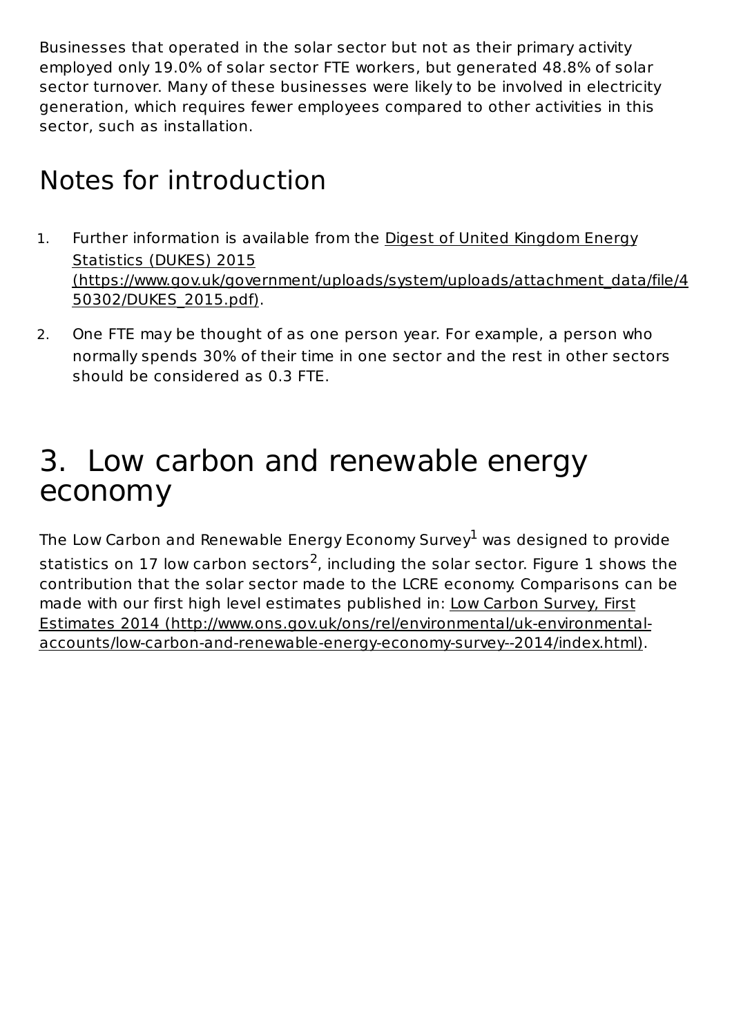Businesses that operated in the solar sector but not as their primary activity employed only 19.0% of solar sector FTE workers, but generated 48.8% of solar sector turnover. Many of these businesses were likely to be involved in electricity generation, which requires fewer employees compared to other activities in this sector, such as installation.

## Notes for introduction

1. Further information is available from the Digest of United Kingdom Energy Statistics (DUKES) 2015 (https://www.gov.uk/government/uploads/system/uploads/attachment_data/file/450302/DUKES_2015.pdf).
2. One FTE may be thought of as one person year. For example, a person who normally spends 30% of their time in one sector and the rest in other sectors should be considered as 0.3 FTE.

# 3. Low carbon and renewable energy economy

The Low Carbon and Renewable Energy Economy Survey[1] was designed to provide statistics on 17 low carbon sectors[2], including the solar sector. Figure 1 shows the contribution that the solar sector made to the LCRE economy. Comparisons can be made with our first high level estimates published in: Low Carbon Survey, First Estimates 2014 (http://www.ons.gov.uk/ons/rel/environmental/uk-environmental-accounts/low-carbon-and-renewable-energy-economy-survey--2014/index.html).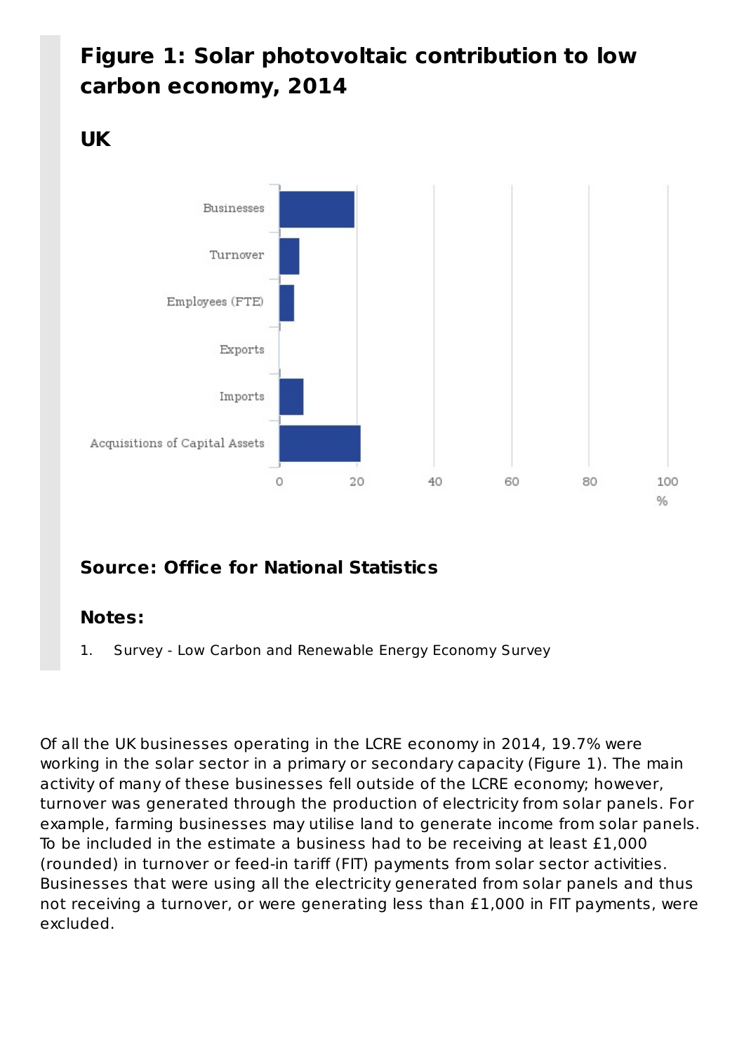## Figure 1: Solar photovoltaic contribution to low carbon economy, 2014

### UK

**Source: Office for National Statistics**

**Notes:**

1. Survey - Low Carbon and Renewable Energy Economy Survey

Of all the UK businesses operating in the LCRE economy in 2014, 19.7% were working in the solar sector in a primary or secondary capacity (Figure 1). The main activity of many of these businesses fell outside of the LCRE economy; however, turnover was generated through the production of electricity from solar panels. For example, farming businesses may utilise land to generate income from solar panels. To be included in the estimate a business had to be receiving at least £1,000 (rounded) in turnover or feed-in tariff (FIT) payments from solar sector activities. Businesses that were using all the electricity generated from solar panels and thus not receiving a turnover, or were generating less than £1,000 in FIT payments, were excluded.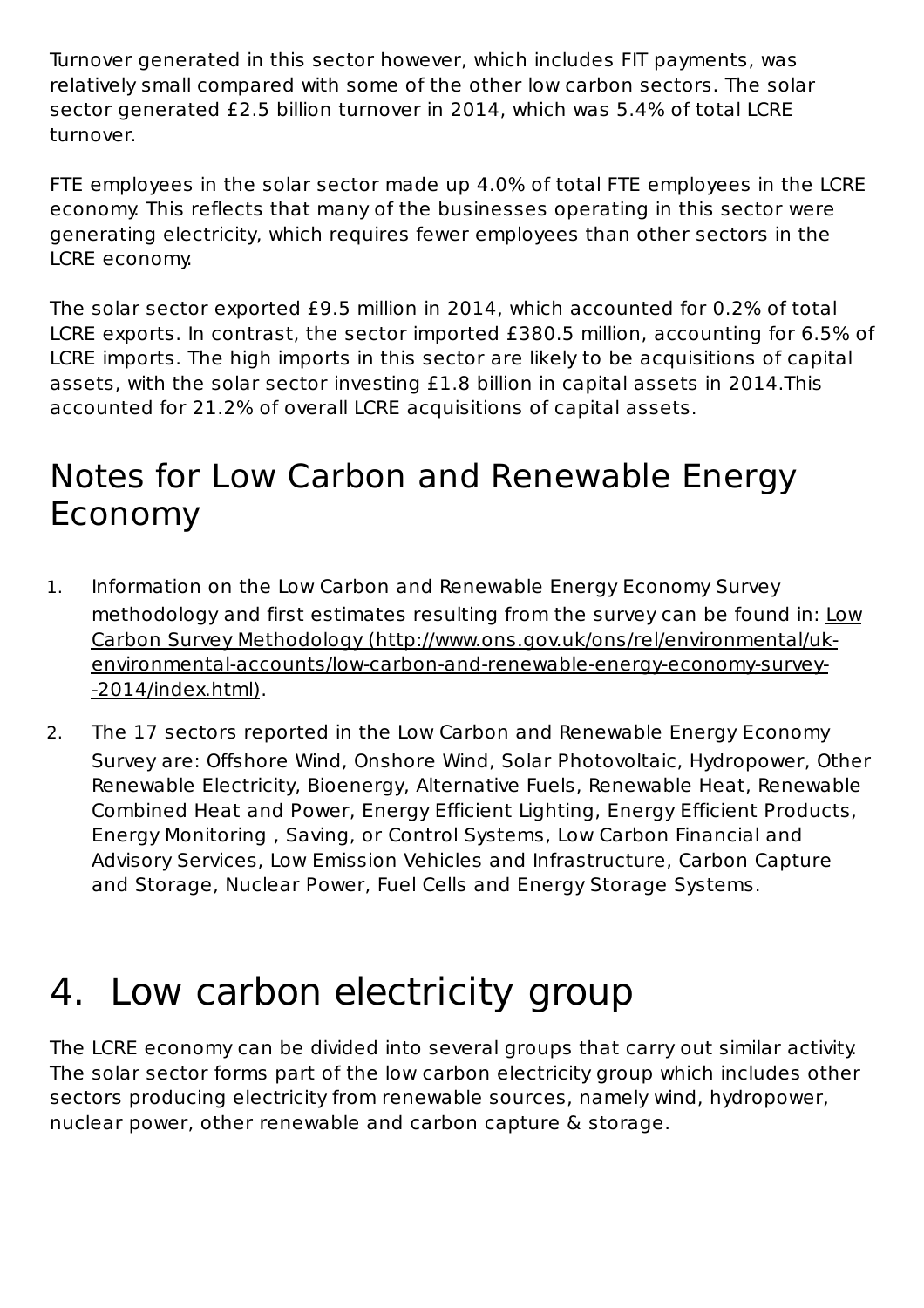Turnover generated in this sector however, which includes FIT payments, was relatively small compared with some of the other low carbon sectors. The solar sector generated £2.5 billion turnover in 2014, which was 5.4% of total LCRE turnover.

FTE employees in the solar sector made up 4.0% of total FTE employees in the LCRE economy. This reflects that many of the businesses operating in this sector were generating electricity, which requires fewer employees than other sectors in the LCRE economy.

The solar sector exported £9.5 million in 2014, which accounted for 0.2% of total LCRE exports. In contrast, the sector imported £380.5 million, accounting for 6.5% of LCRE imports. The high imports in this sector are likely to be acquisitions of capital assets, with the solar sector investing £1.8 billion in capital assets in 2014.This accounted for 21.2% of overall LCRE acquisitions of capital assets.

## Notes for Low Carbon and Renewable Energy Economy

1. Information on the Low Carbon and Renewable Energy Economy Survey methodology and first estimates resulting from the survey can be found in: Low Carbon Survey Methodology (http://www.ons.gov.uk/ons/rel/environmental/uk-environmental-accounts/low-carbon-and-renewable-energy-economy-survey--2014/index.html).

2. The 17 sectors reported in the Low Carbon and Renewable Energy Economy Survey are: Offshore Wind, Onshore Wind, Solar Photovoltaic, Hydropower, Other Renewable Electricity, Bioenergy, Alternative Fuels, Renewable Heat, Renewable Combined Heat and Power, Energy Efficient Lighting, Energy Efficient Products, Energy Monitoring , Saving, or Control Systems, Low Carbon Financial and Advisory Services, Low Emission Vehicles and Infrastructure, Carbon Capture and Storage, Nuclear Power, Fuel Cells and Energy Storage Systems.

# 4. Low carbon electricity group

The LCRE economy can be divided into several groups that carry out similar activity. The solar sector forms part of the low carbon electricity group which includes other sectors producing electricity from renewable sources, namely wind, hydropower, nuclear power, other renewable and carbon capture & storage.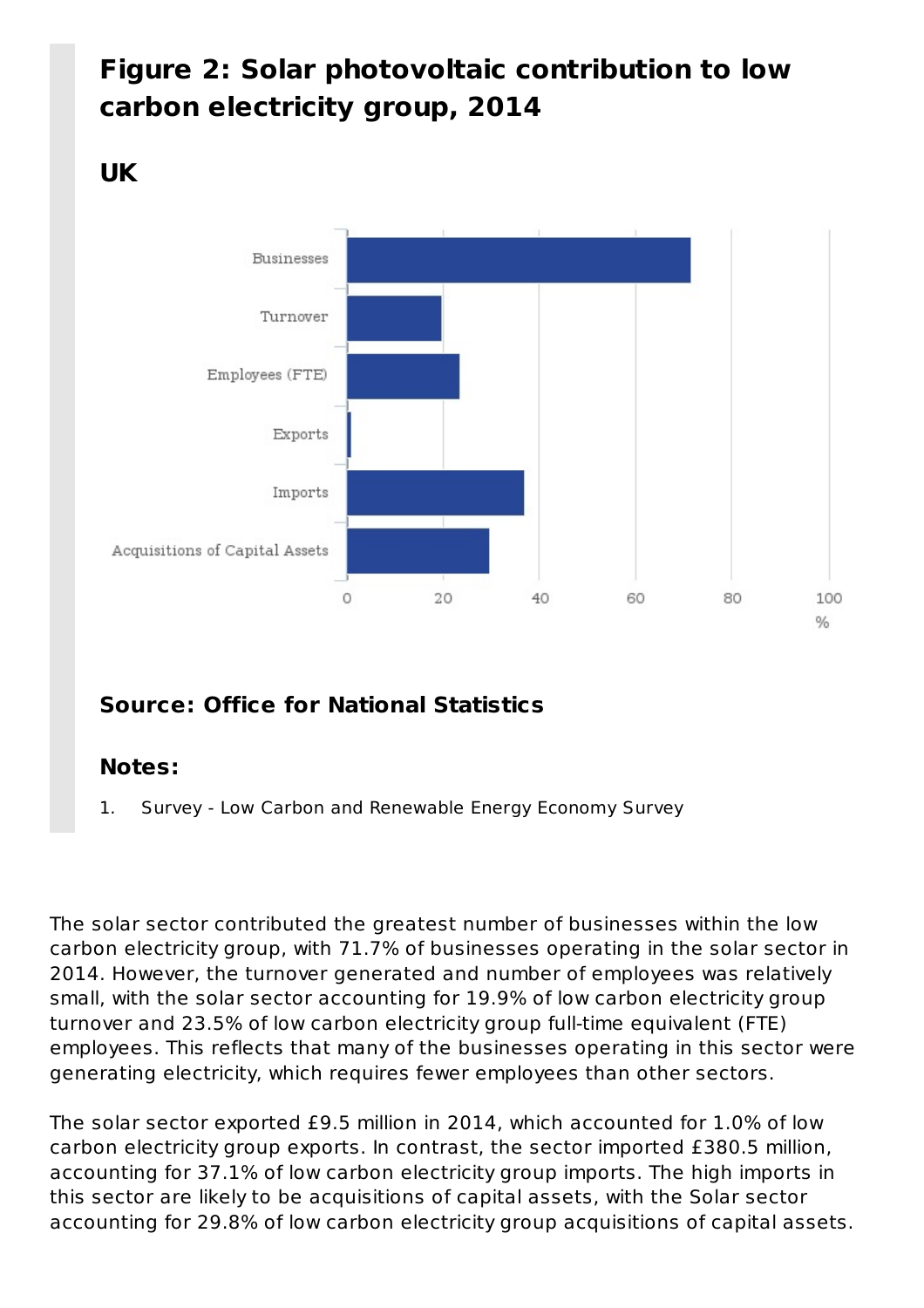## Figure 2: Solar photovoltaic contribution to low carbon electricity group, 2014

### UK

### Source: Office for National Statistics

### Notes:

1. Survey - Low Carbon and Renewable Energy Economy Survey

The solar sector contributed the greatest number of businesses within the low carbon electricity group, with 71.7% of businesses operating in the solar sector in 2014. However, the turnover generated and number of employees was relatively small, with the solar sector accounting for 19.9% of low carbon electricity group turnover and 23.5% of low carbon electricity group full-time equivalent (FTE) employees. This reflects that many of the businesses operating in this sector were generating electricity, which requires fewer employees than other sectors.

The solar sector exported £9.5 million in 2014, which accounted for 1.0% of low carbon electricity group exports. In contrast, the sector imported £380.5 million, accounting for 37.1% of low carbon electricity group imports. The high imports in this sector are likely to be acquisitions of capital assets, with the Solar sector accounting for 29.8% of low carbon electricity group acquisitions of capital assets.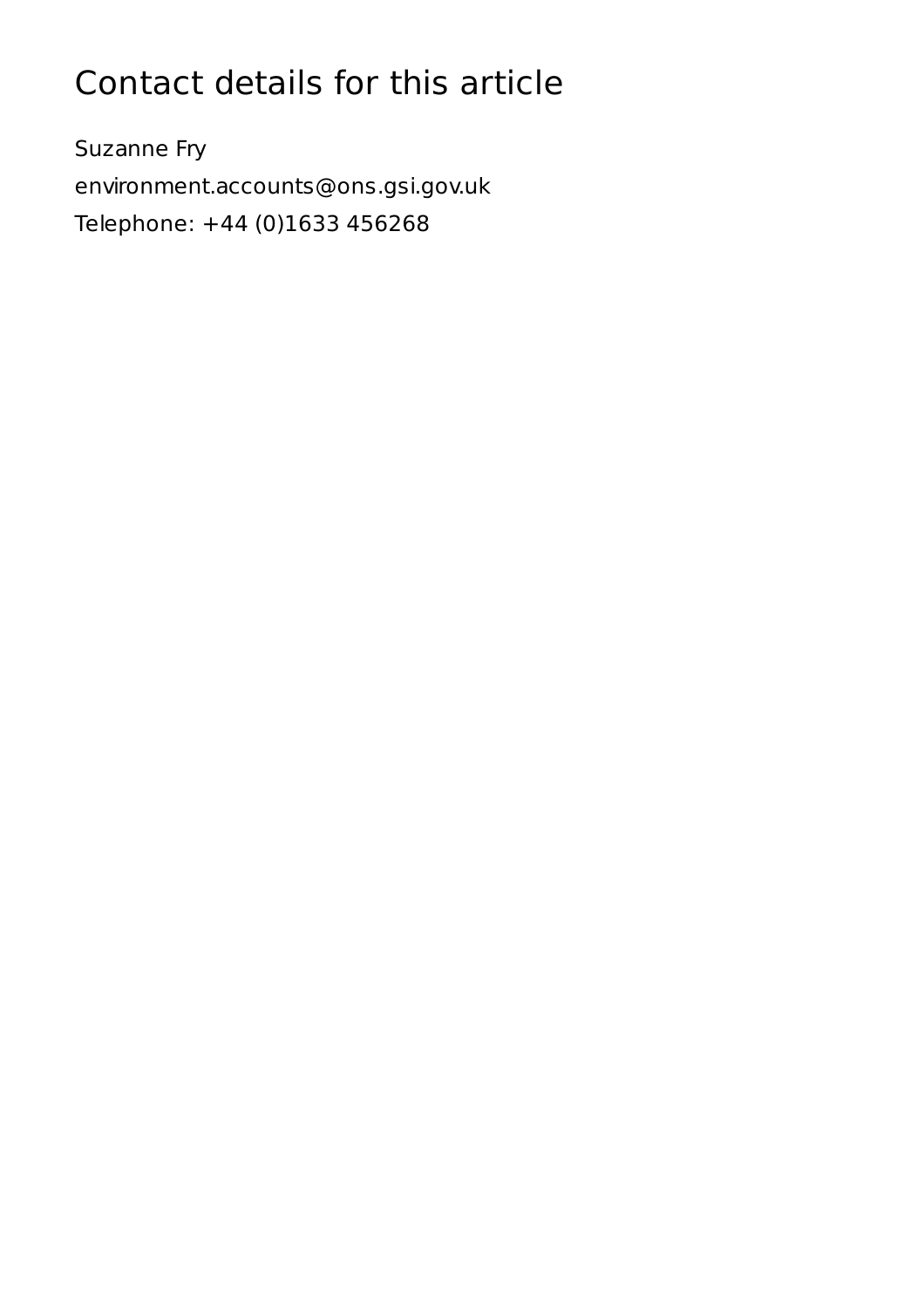# Contact details for this article

Suzanne Fry

environment.accounts@ons.gsi.gov.uk

Telephone: +44 (0)1633 456268